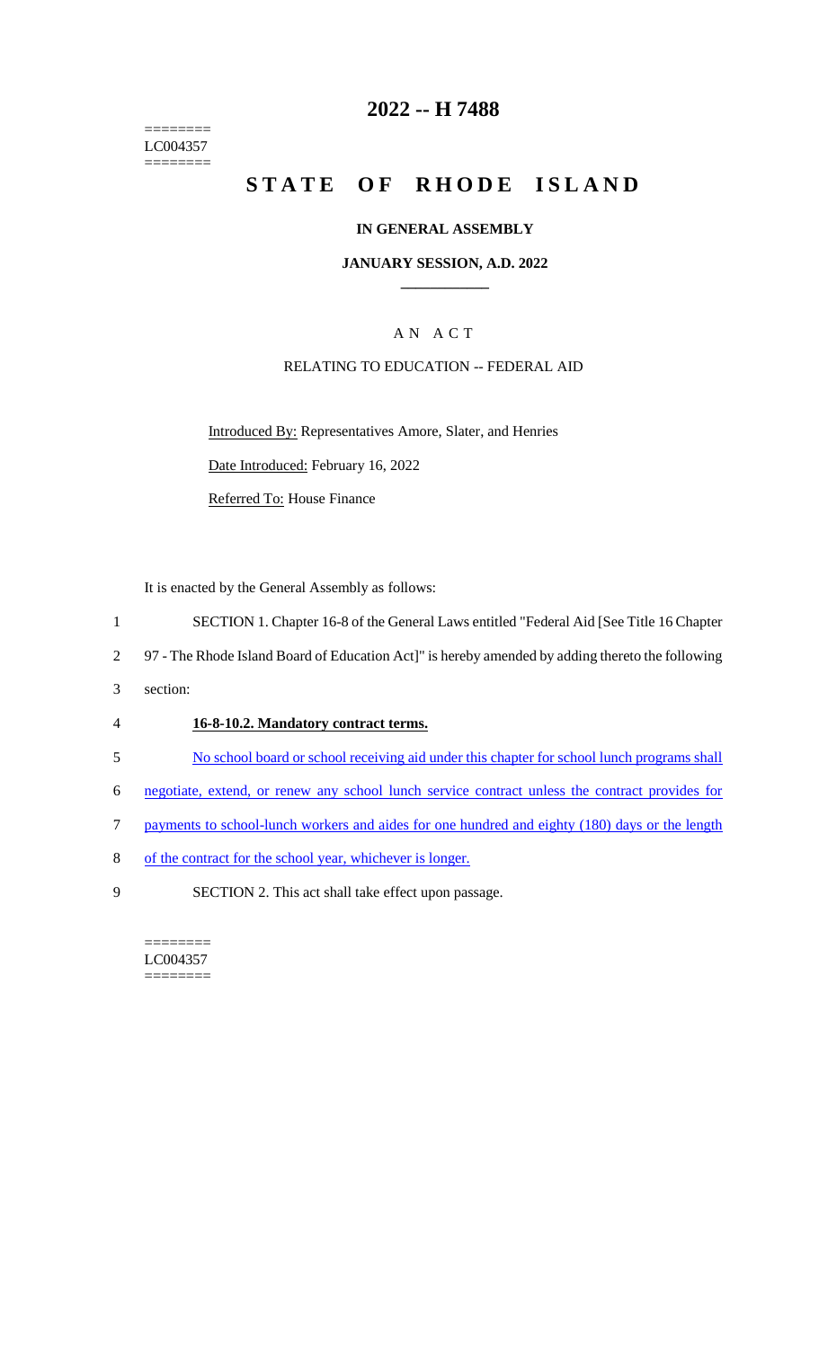========
LC004357
========

# 2022 -- H 7488

# STATE OF RHODE ISLAND

**IN GENERAL ASSEMBLY**

**JANUARY SESSION, A.D. 2022**

A N A C T

RELATING TO EDUCATION -- FEDERAL AID

Introduced By: Representatives Amore, Slater, and Henries

Date Introduced: February 16, 2022

Referred To: House Finance

It is enacted by the General Assembly as follows:

1 SECTION 1. Chapter 16-8 of the General Laws entitled "Federal Aid [See Title 16 Chapter
2 97 - The Rhode Island Board of Education Act]" is hereby amended by adding thereto the following
3 section:

4 **16-8-10.2. Mandatory contract terms.**

5 No school board or school receiving aid under this chapter for school lunch programs shall
6 negotiate, extend, or renew any school lunch service contract unless the contract provides for
7 payments to school-lunch workers and aides for one hundred and eighty (180) days or the length
8 of the contract for the school year, whichever is longer.

9 SECTION 2. This act shall take effect upon passage.

========
LC004357
========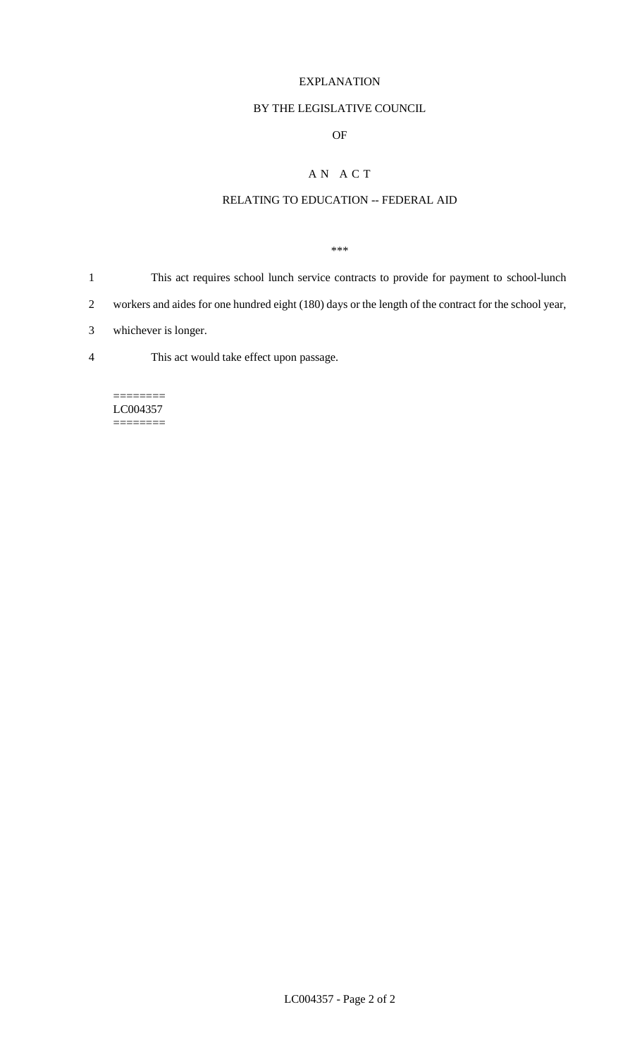EXPLANATION

BY THE LEGISLATIVE COUNCIL

OF

A N A C T

RELATING TO EDUCATION -- FEDERAL AID

\*\*\*

This act requires school lunch service contracts to provide for payment to school-lunch workers and aides for one hundred eight (180) days or the length of the contract for the school year, whichever is longer.

This act would take effect upon passage.

========
LC004357
========